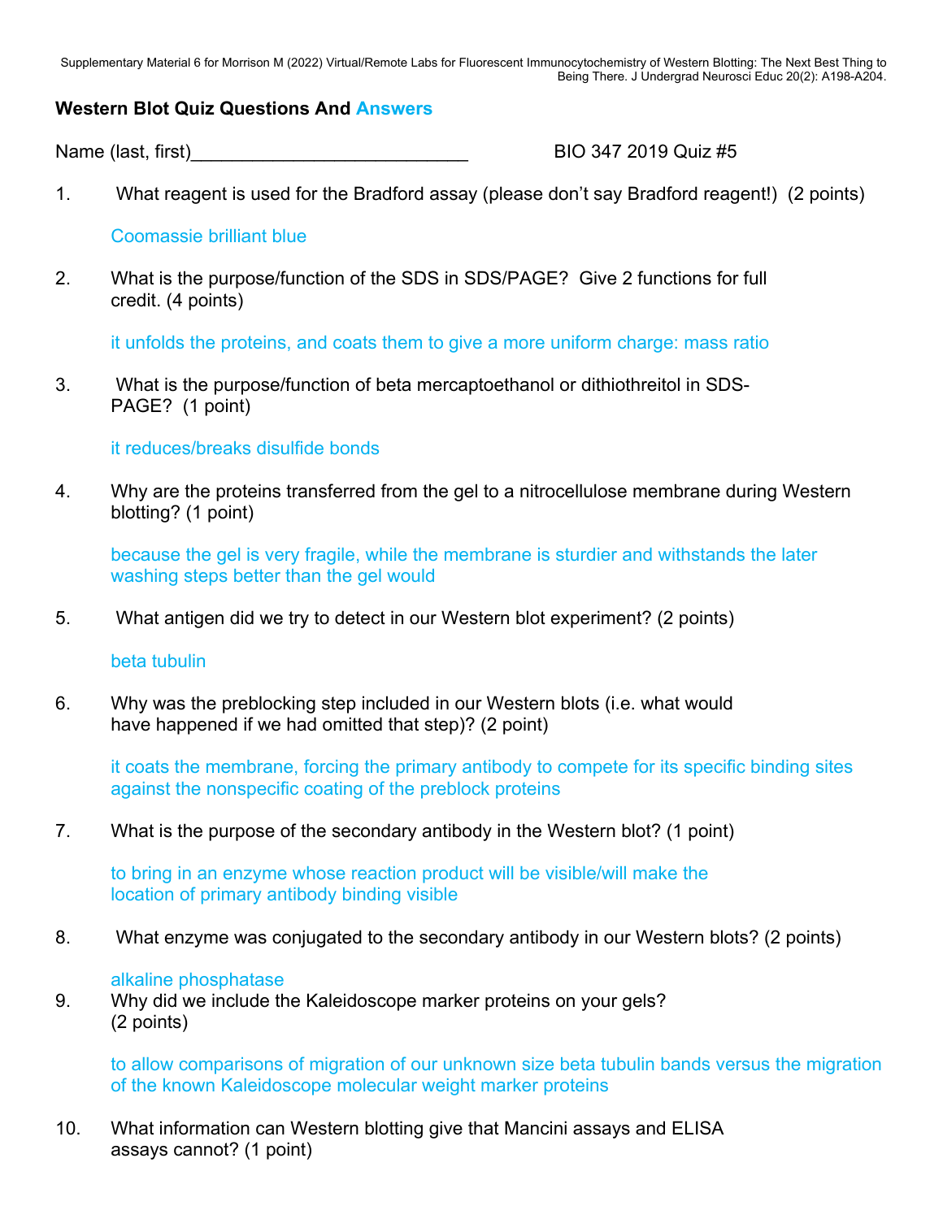Supplementary Material 6 for Morrison M (2022) Virtual/Remote Labs for Fluorescent Immunocytochemistry of Western Blotting: The Next Best Thing to Being There. J Undergrad Neurosci Educ 20(2): A198-A204.

## Western Blot Quiz Questions And Answers

Name (last, first)___________________________ BIO 347 2019 Quiz #5

1. What reagent is used for the Bradford assay (please don't say Bradford reagent!) (2 points)

   Coomassie brilliant blue

2. What is the purpose/function of the SDS in SDS/PAGE? Give 2 functions for full credit. (4 points)

   it unfolds the proteins, and coats them to give a more uniform charge: mass ratio

3. What is the purpose/function of beta mercaptoethanol or dithiothreitol in SDS-PAGE? (1 point)

   it reduces/breaks disulfide bonds

4. Why are the proteins transferred from the gel to a nitrocellulose membrane during Western blotting? (1 point)

   because the gel is very fragile, while the membrane is sturdier and withstands the later washing steps better than the gel would

5. What antigen did we try to detect in our Western blot experiment? (2 points)

   beta tubulin

6. Why was the preblocking step included in our Western blots (i.e. what would have happened if we had omitted that step)? (2 point)

   it coats the membrane, forcing the primary antibody to compete for its specific binding sites against the nonspecific coating of the preblock proteins

7. What is the purpose of the secondary antibody in the Western blot? (1 point)

   to bring in an enzyme whose reaction product will be visible/will make the location of primary antibody binding visible

8. What enzyme was conjugated to the secondary antibody in our Western blots? (2 points)

   alkaline phosphatase

9. Why did we include the Kaleidoscope marker proteins on your gels? (2 points)

   to allow comparisons of migration of our unknown size beta tubulin bands versus the migration of the known Kaleidoscope molecular weight marker proteins

10. What information can Western blotting give that Mancini assays and ELISA assays cannot? (1 point)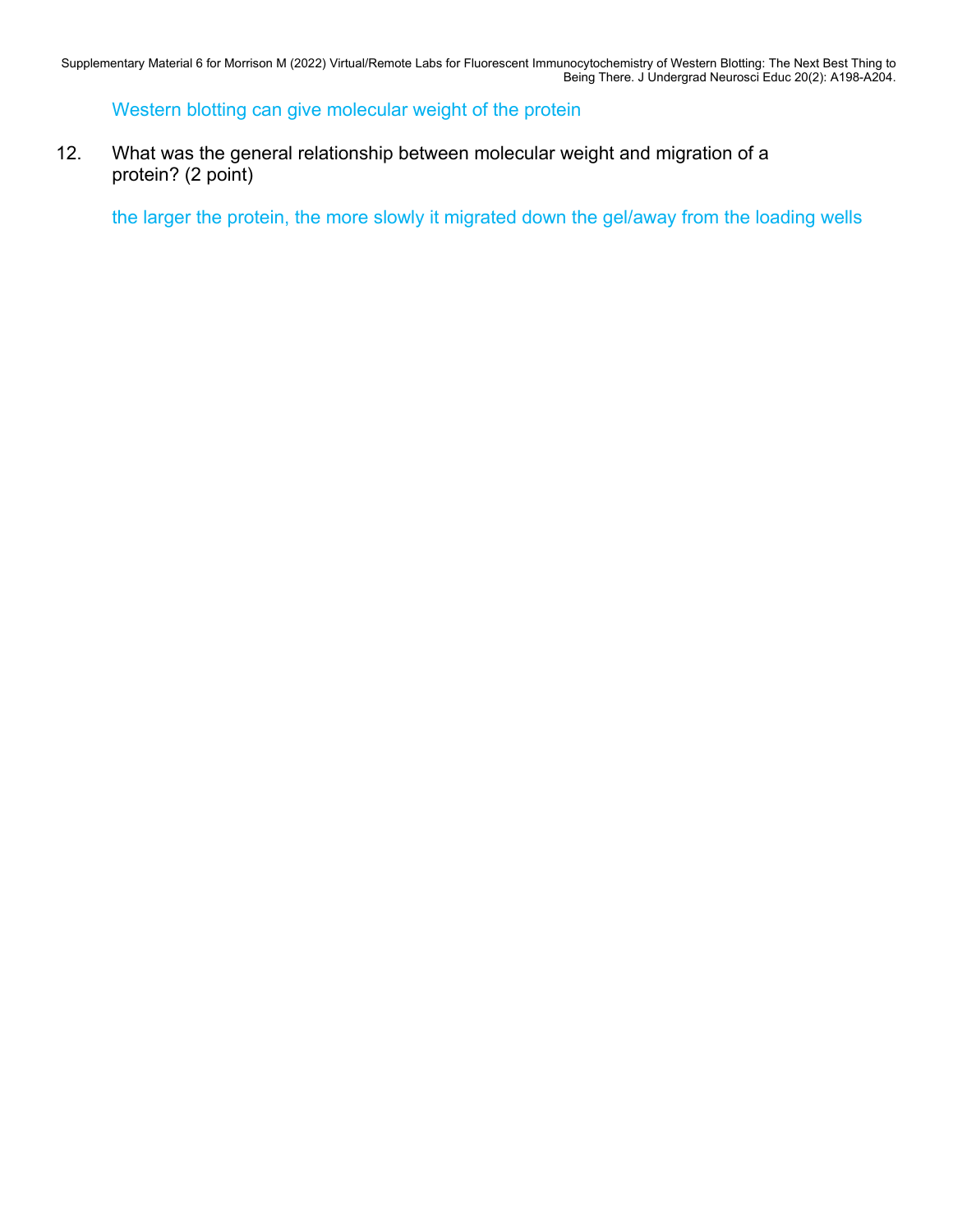Western blotting can give molecular weight of the protein

12. What was the general relationship between molecular weight and migration of a protein? (2 point)

    the larger the protein, the more slowly it migrated down the gel/away from the loading wells